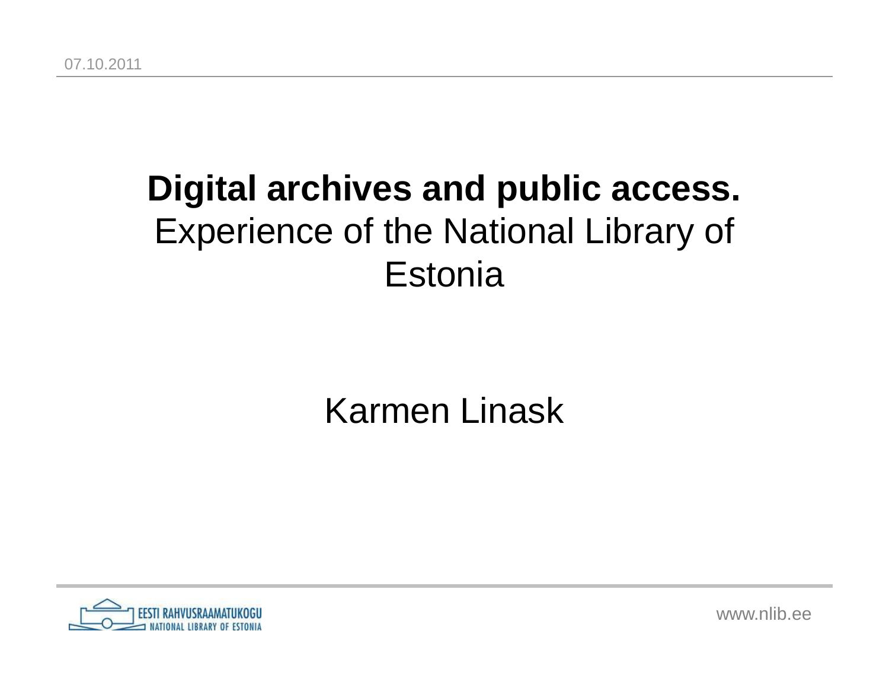# **Digital archives and public access.** Experience of the National Library of Estonia

Karmen Linask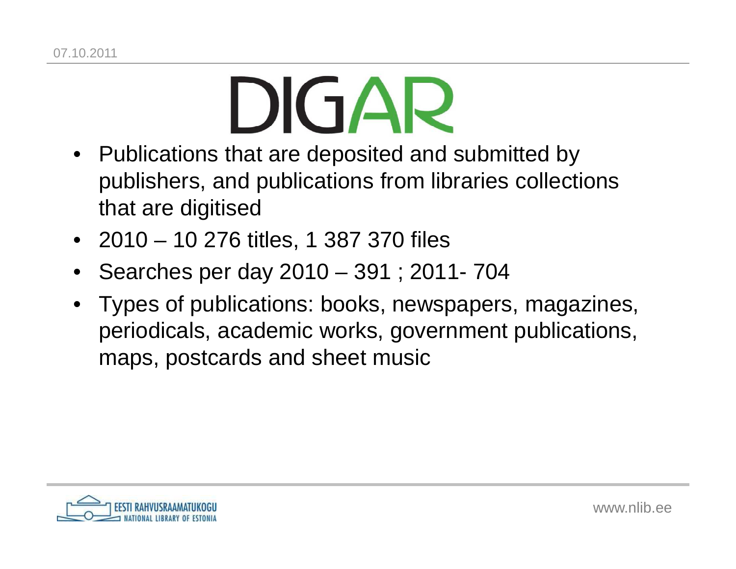# DIGAR

- Publications that are deposited and submitted by publishers, and publications from libraries collections that are digitised
- 2010 – 10 276 titles, 1 387 370 files
- Searches per day 2010 – 391 ; 2011- 704
- Types of publications: books, newspapers, magazines, periodicals, academic works, government publications, maps, postcards and sheet music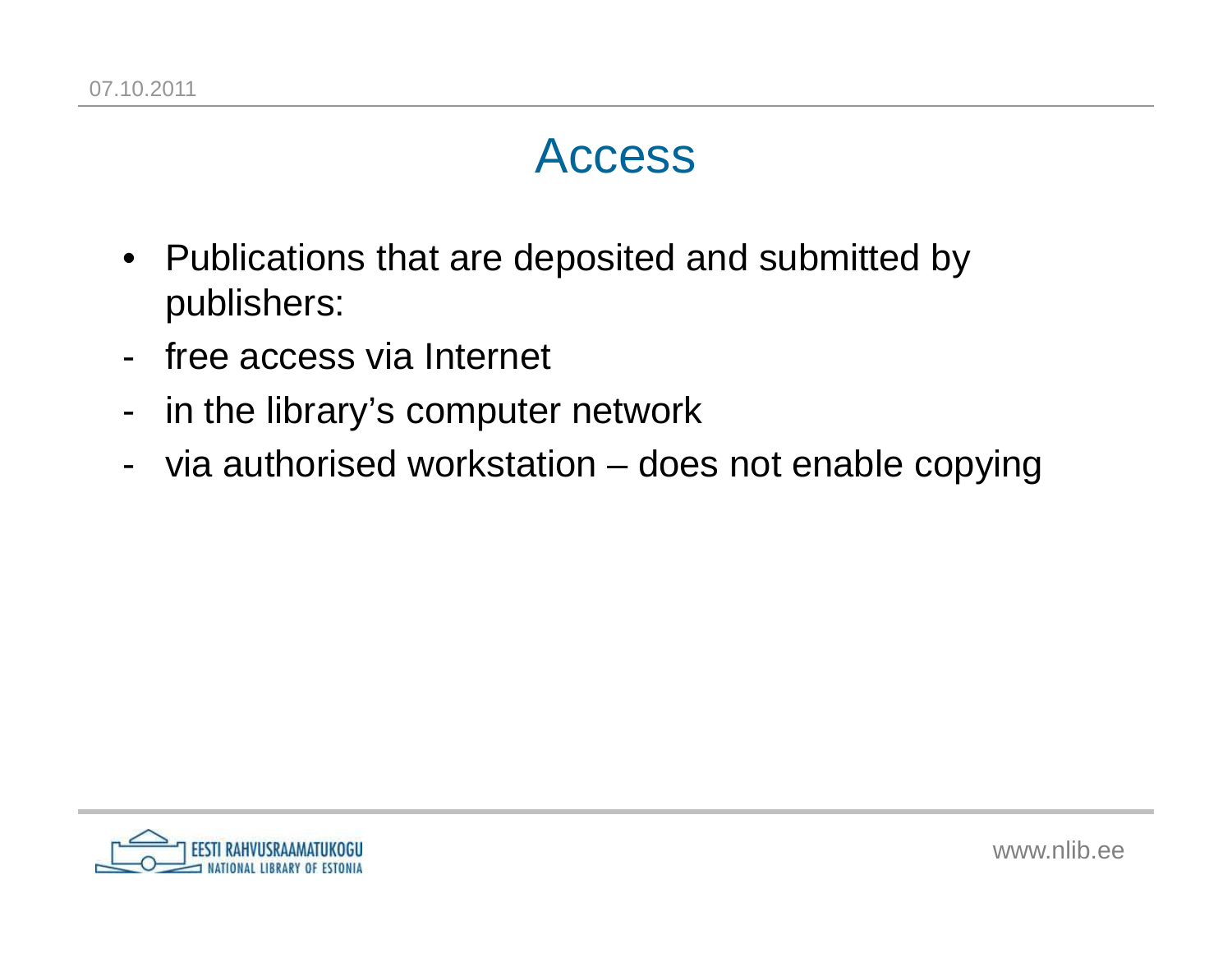# Access

- Publications that are deposited and submitted by publishers:
- free access via Internet
- in the library's computer network
- via authorised workstation – does not enable copying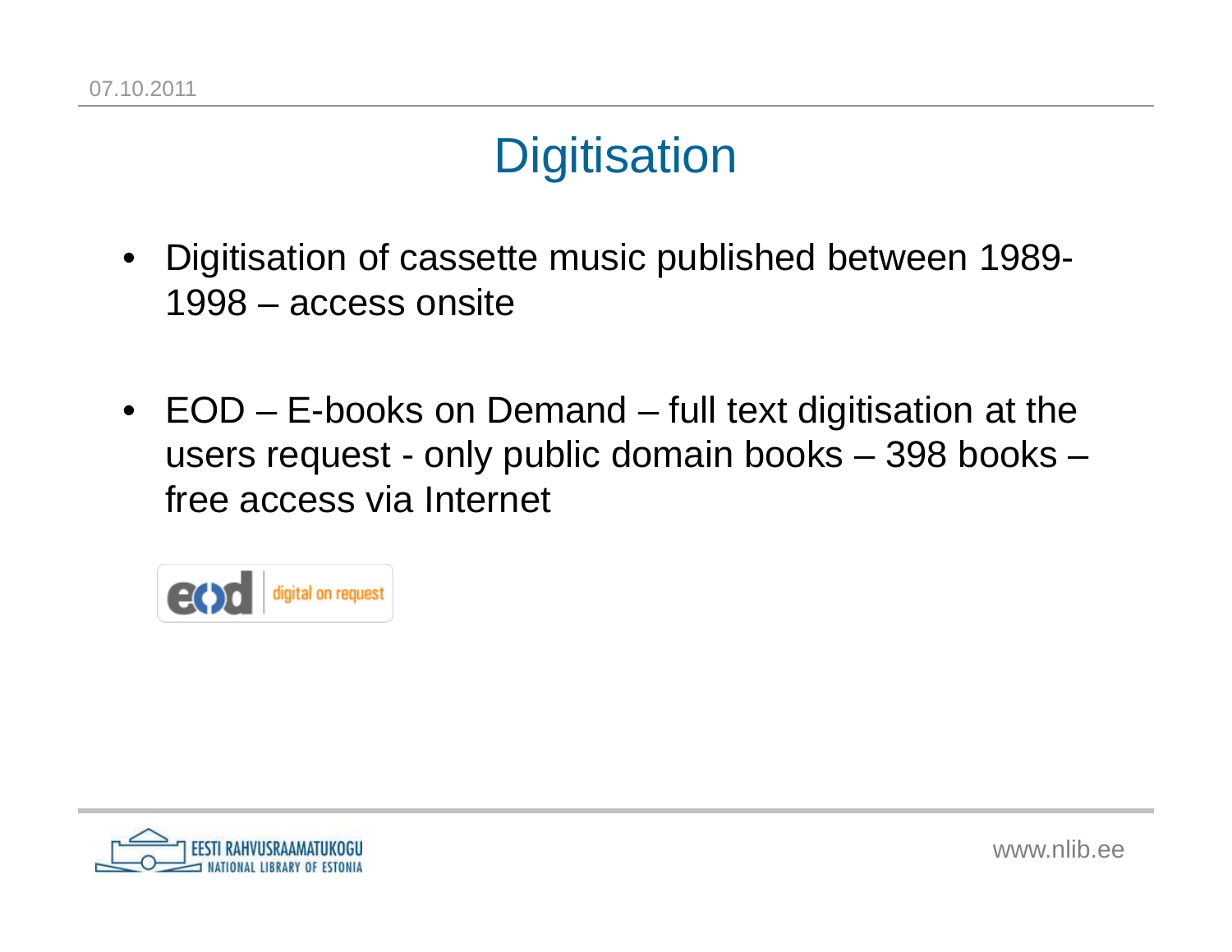# Digitisation

- Digitisation of cassette music published between 1989-1998 – access onsite

- EOD – E-books on Demand – full text digitisation at the users request - only public domain books – 398 books – free access via Internet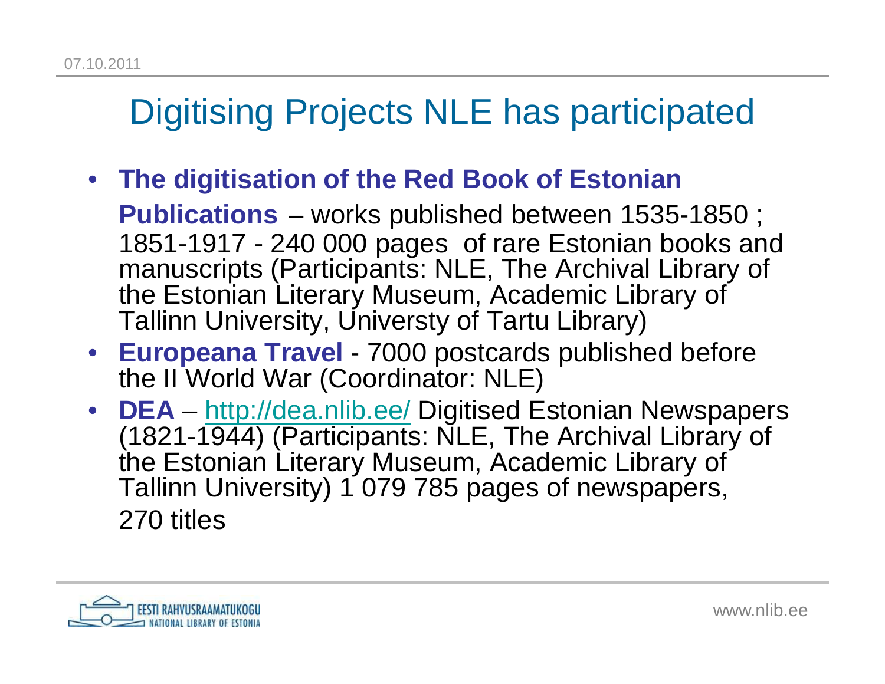# Digitising Projects NLE has participated

- **The digitisation of the Red Book of Estonian Publications** – works published between 1535-1850 ; 1851-1917 - 240 000 pages of rare Estonian books and manuscripts (Participants: NLE, The Archival Library of the Estonian Literary Museum, Academic Library of Tallinn University, Universty of Tartu Library)
- **Europeana Travel** - 7000 postcards published before the II World War (Coordinator: NLE)
- **DEA** – http://dea.nlib.ee/ Digitised Estonian Newspapers (1821-1944) (Participants: NLE, The Archival Library of the Estonian Literary Museum, Academic Library of Tallinn University) 1 079 785 pages of newspapers, 270 titles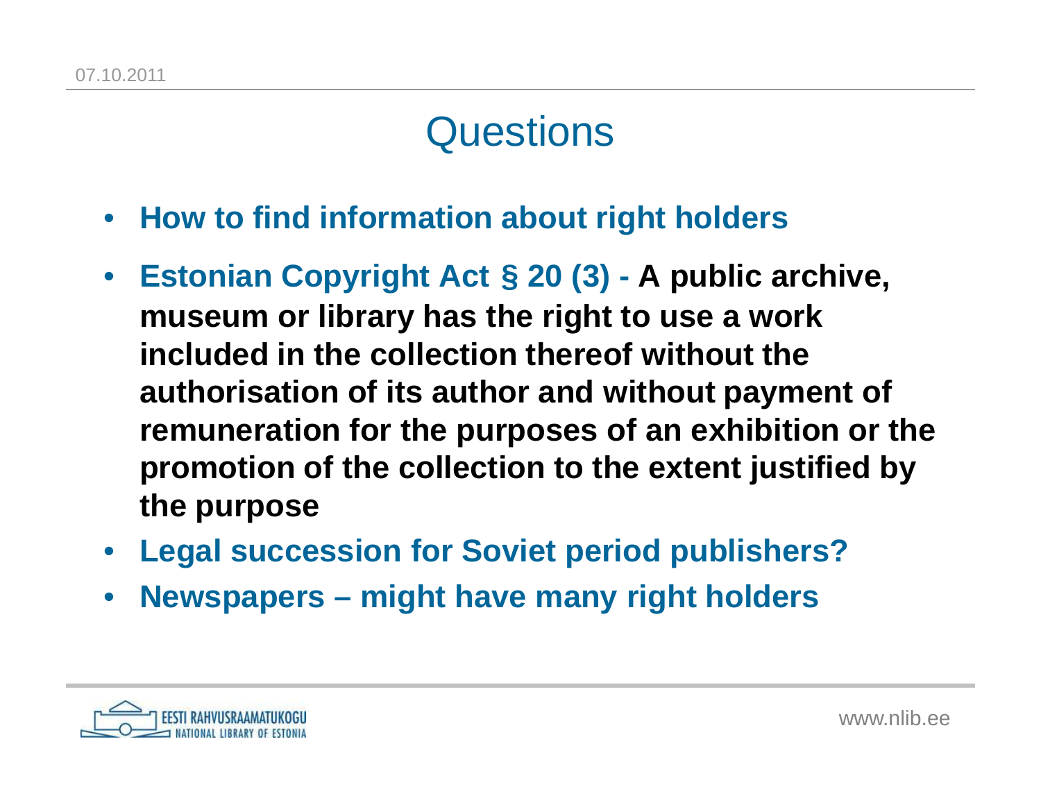# Questions

- **How to find information about right holders**
- **Estonian Copyright Act § 20 (3) - A public archive, museum or library has the right to use a work included in the collection thereof without the authorisation of its author and without payment of remuneration for the purposes of an exhibition or the promotion of the collection to the extent justified by the purpose**
- **Legal succession for Soviet period publishers?**
- **Newspapers – might have many right holders**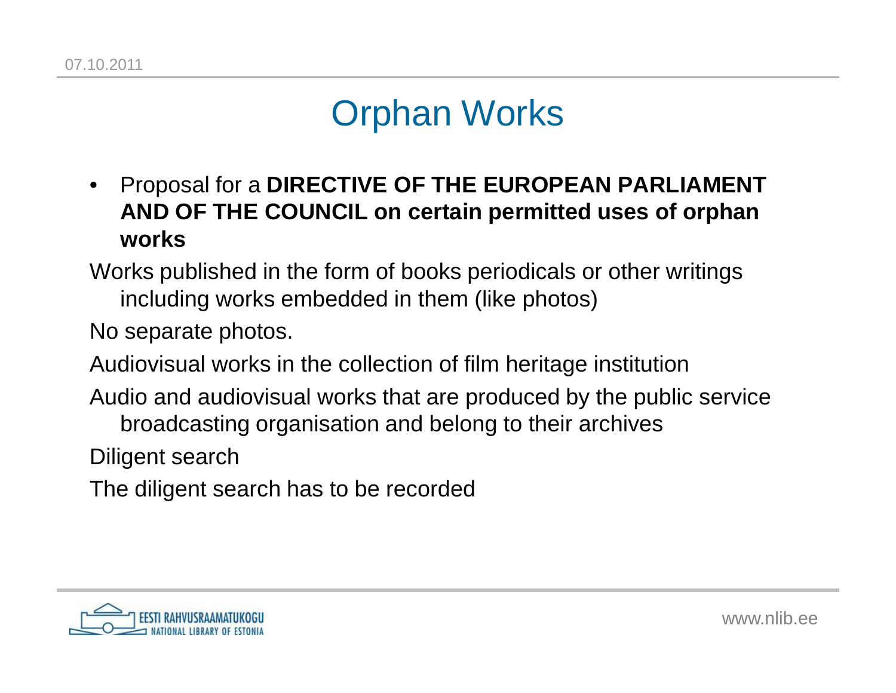# Orphan Works

- Proposal for a **DIRECTIVE OF THE EUROPEAN PARLIAMENT AND OF THE COUNCIL on certain permitted uses of orphan works**

Works published in the form of books periodicals or other writings including works embedded in them (like photos)

No separate photos.

Audiovisual works in the collection of film heritage institution

Audio and audiovisual works that are produced by the public service broadcasting organisation and belong to their archives

Diligent search

The diligent search has to be recorded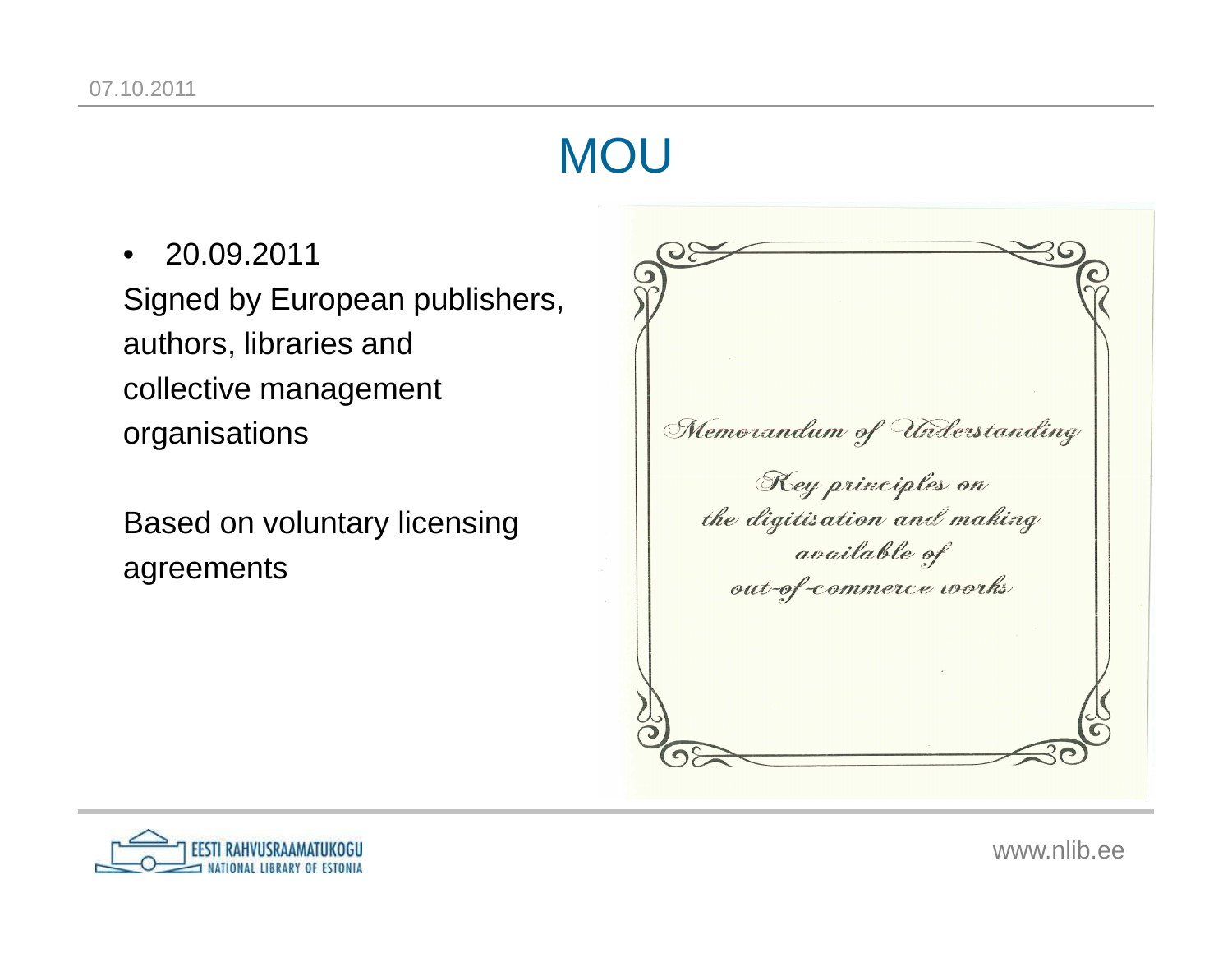# MOU

- 20.09.2011

Signed by European publishers, authors, libraries and collective management organisations

Based on voluntary licensing agreements

*Memorandum of Understanding*

*Key principles on the digitisation and making available of out-of-commerce works*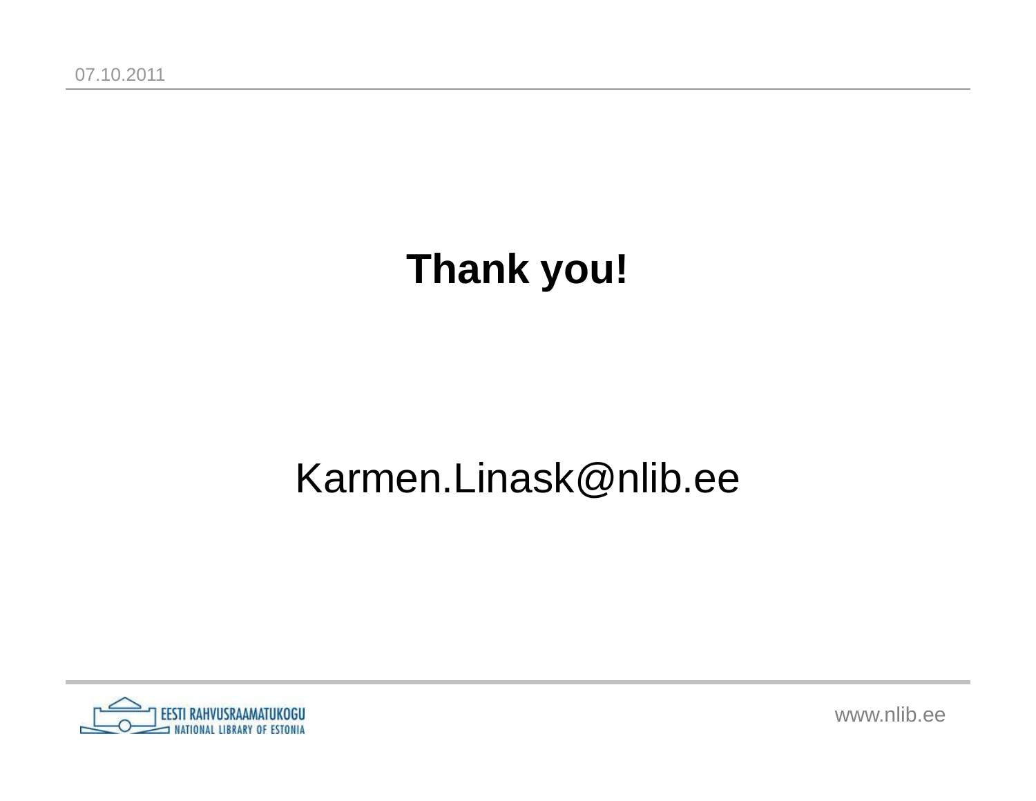# Thank you!

Karmen.Linask@nlib.ee